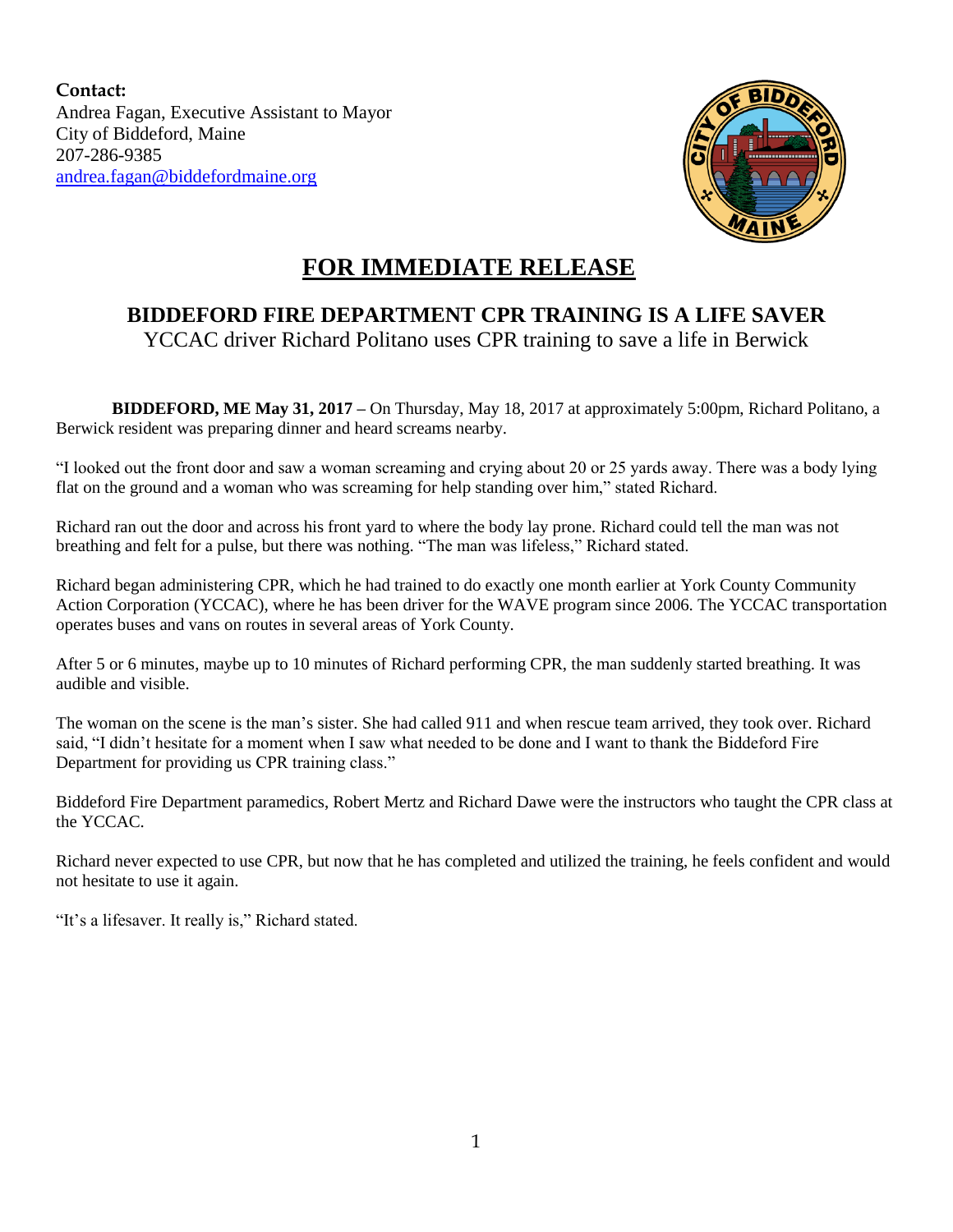**Contact:**
Andrea Fagan, Executive Assistant to Mayor
City of Biddeford, Maine
207-286-9385
andrea.fagan@biddefordmaine.org

# FOR IMMEDIATE RELEASE

## BIDDEFORD FIRE DEPARTMENT CPR TRAINING IS A LIFE SAVER

YCCAC driver Richard Politano uses CPR training to save a life in Berwick

**BIDDEFORD, ME May 31, 2017 –** On Thursday, May 18, 2017 at approximately 5:00pm, Richard Politano, a Berwick resident was preparing dinner and heard screams nearby.

"I looked out the front door and saw a woman screaming and crying about 20 or 25 yards away. There was a body lying flat on the ground and a woman who was screaming for help standing over him," stated Richard.

Richard ran out the door and across his front yard to where the body lay prone. Richard could tell the man was not breathing and felt for a pulse, but there was nothing. "The man was lifeless," Richard stated.

Richard began administering CPR, which he had trained to do exactly one month earlier at York County Community Action Corporation (YCCAC), where he has been driver for the WAVE program since 2006. The YCCAC transportation operates buses and vans on routes in several areas of York County.

After 5 or 6 minutes, maybe up to 10 minutes of Richard performing CPR, the man suddenly started breathing. It was audible and visible.

The woman on the scene is the man's sister. She had called 911 and when rescue team arrived, they took over. Richard said, "I didn't hesitate for a moment when I saw what needed to be done and I want to thank the Biddeford Fire Department for providing us CPR training class."

Biddeford Fire Department paramedics, Robert Mertz and Richard Dawe were the instructors who taught the CPR class at the YCCAC.

Richard never expected to use CPR, but now that he has completed and utilized the training, he feels confident and would not hesitate to use it again.

"It's a lifesaver. It really is," Richard stated.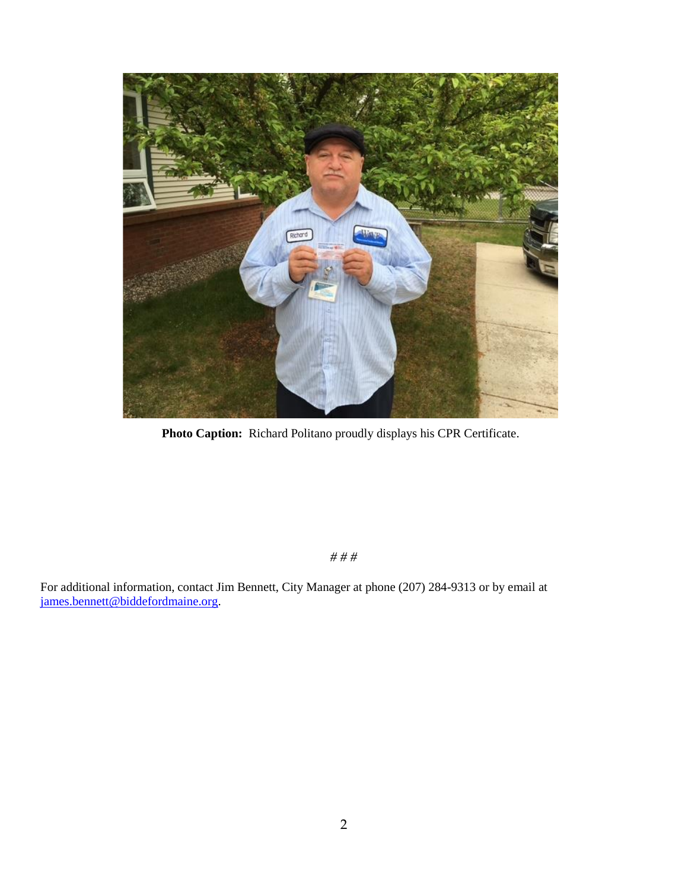**Photo Caption:** Richard Politano proudly displays his CPR Certificate.

# # #

For additional information, contact Jim Bennett, City Manager at phone (207) 284-9313 or by email at james.bennett@biddefordmaine.org.